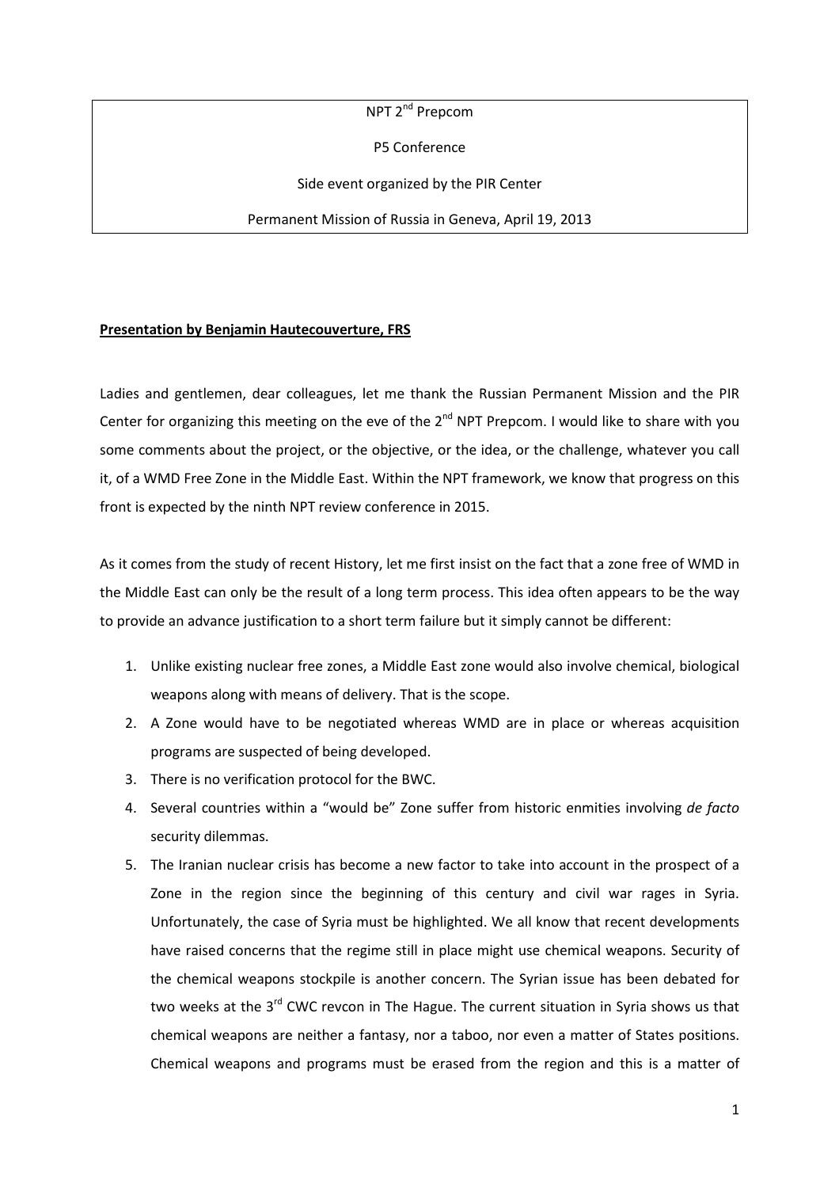NPT 2nd Prepcom

P5 Conference

Side event organized by the PIR Center

Permanent Mission of Russia in Geneva, April 19, 2013

**Presentation by Benjamin Hautecouverture, FRS**

Ladies and gentlemen, dear colleagues, let me thank the Russian Permanent Mission and the PIR Center for organizing this meeting on the eve of the 2nd NPT Prepcom. I would like to share with you some comments about the project, or the objective, or the idea, or the challenge, whatever you call it, of a WMD Free Zone in the Middle East. Within the NPT framework, we know that progress on this front is expected by the ninth NPT review conference in 2015.

As it comes from the study of recent History, let me first insist on the fact that a zone free of WMD in the Middle East can only be the result of a long term process. This idea often appears to be the way to provide an advance justification to a short term failure but it simply cannot be different:

1. Unlike existing nuclear free zones, a Middle East zone would also involve chemical, biological weapons along with means of delivery. That is the scope.
2. A Zone would have to be negotiated whereas WMD are in place or whereas acquisition programs are suspected of being developed.
3. There is no verification protocol for the BWC.
4. Several countries within a "would be" Zone suffer from historic enmities involving *de facto* security dilemmas.
5. The Iranian nuclear crisis has become a new factor to take into account in the prospect of a Zone in the region since the beginning of this century and civil war rages in Syria. Unfortunately, the case of Syria must be highlighted. We all know that recent developments have raised concerns that the regime still in place might use chemical weapons. Security of the chemical weapons stockpile is another concern. The Syrian issue has been debated for two weeks at the 3rd CWC revcon in The Hague. The current situation in Syria shows us that chemical weapons are neither a fantasy, nor a taboo, nor even a matter of States positions. Chemical weapons and programs must be erased from the region and this is a matter of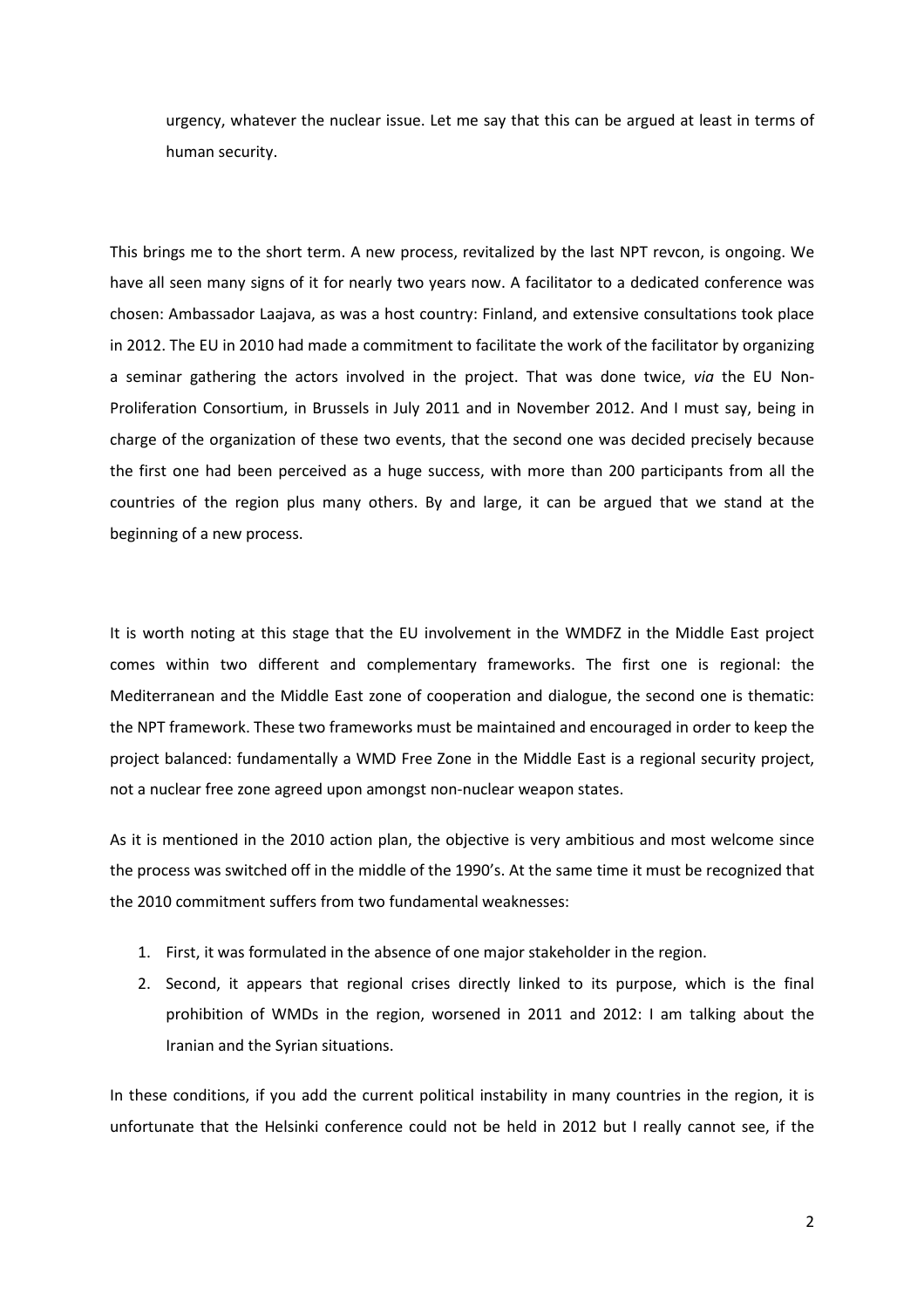urgency, whatever the nuclear issue. Let me say that this can be argued at least in terms of human security.

This brings me to the short term. A new process, revitalized by the last NPT revcon, is ongoing. We have all seen many signs of it for nearly two years now. A facilitator to a dedicated conference was chosen: Ambassador Laajava, as was a host country: Finland, and extensive consultations took place in 2012. The EU in 2010 had made a commitment to facilitate the work of the facilitator by organizing a seminar gathering the actors involved in the project. That was done twice, *via* the EU Non-Proliferation Consortium, in Brussels in July 2011 and in November 2012. And I must say, being in charge of the organization of these two events, that the second one was decided precisely because the first one had been perceived as a huge success, with more than 200 participants from all the countries of the region plus many others. By and large, it can be argued that we stand at the beginning of a new process.

It is worth noting at this stage that the EU involvement in the WMDFZ in the Middle East project comes within two different and complementary frameworks. The first one is regional: the Mediterranean and the Middle East zone of cooperation and dialogue, the second one is thematic: the NPT framework. These two frameworks must be maintained and encouraged in order to keep the project balanced: fundamentally a WMD Free Zone in the Middle East is a regional security project, not a nuclear free zone agreed upon amongst non-nuclear weapon states.

As it is mentioned in the 2010 action plan, the objective is very ambitious and most welcome since the process was switched off in the middle of the 1990's. At the same time it must be recognized that the 2010 commitment suffers from two fundamental weaknesses:

1. First, it was formulated in the absence of one major stakeholder in the region.
2. Second, it appears that regional crises directly linked to its purpose, which is the final prohibition of WMDs in the region, worsened in 2011 and 2012: I am talking about the Iranian and the Syrian situations.

In these conditions, if you add the current political instability in many countries in the region, it is unfortunate that the Helsinki conference could not be held in 2012 but I really cannot see, if the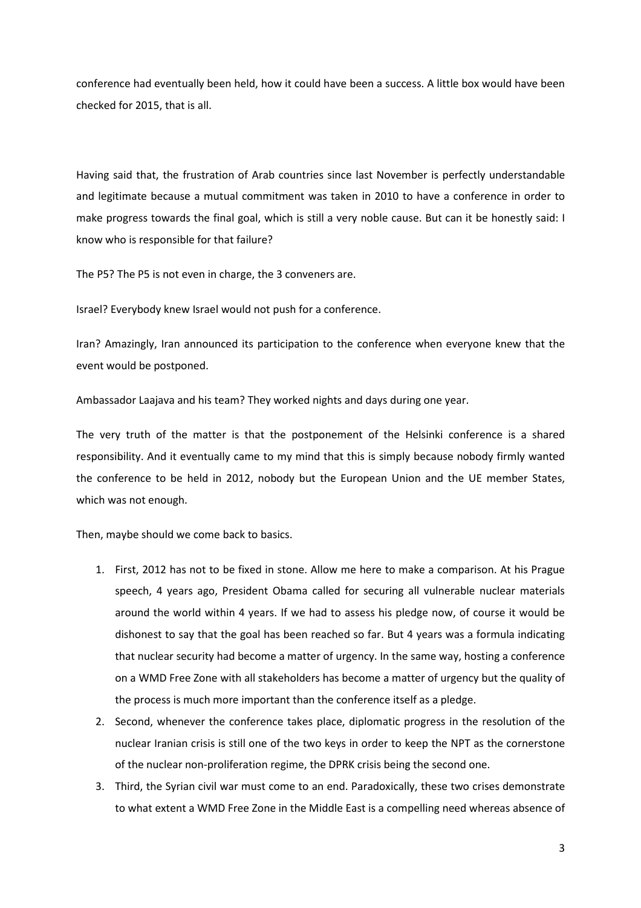conference had eventually been held, how it could have been a success. A little box would have been checked for 2015, that is all.

Having said that, the frustration of Arab countries since last November is perfectly understandable and legitimate because a mutual commitment was taken in 2010 to have a conference in order to make progress towards the final goal, which is still a very noble cause. But can it be honestly said: I know who is responsible for that failure?

The P5? The P5 is not even in charge, the 3 conveners are.

Israel? Everybody knew Israel would not push for a conference.

Iran? Amazingly, Iran announced its participation to the conference when everyone knew that the event would be postponed.

Ambassador Laajava and his team? They worked nights and days during one year.

The very truth of the matter is that the postponement of the Helsinki conference is a shared responsibility. And it eventually came to my mind that this is simply because nobody firmly wanted the conference to be held in 2012, nobody but the European Union and the UE member States, which was not enough.

Then, maybe should we come back to basics.

1. First, 2012 has not to be fixed in stone. Allow me here to make a comparison. At his Prague speech, 4 years ago, President Obama called for securing all vulnerable nuclear materials around the world within 4 years. If we had to assess his pledge now, of course it would be dishonest to say that the goal has been reached so far. But 4 years was a formula indicating that nuclear security had become a matter of urgency. In the same way, hosting a conference on a WMD Free Zone with all stakeholders has become a matter of urgency but the quality of the process is much more important than the conference itself as a pledge.
2. Second, whenever the conference takes place, diplomatic progress in the resolution of the nuclear Iranian crisis is still one of the two keys in order to keep the NPT as the cornerstone of the nuclear non-proliferation regime, the DPRK crisis being the second one.
3. Third, the Syrian civil war must come to an end. Paradoxically, these two crises demonstrate to what extent a WMD Free Zone in the Middle East is a compelling need whereas absence of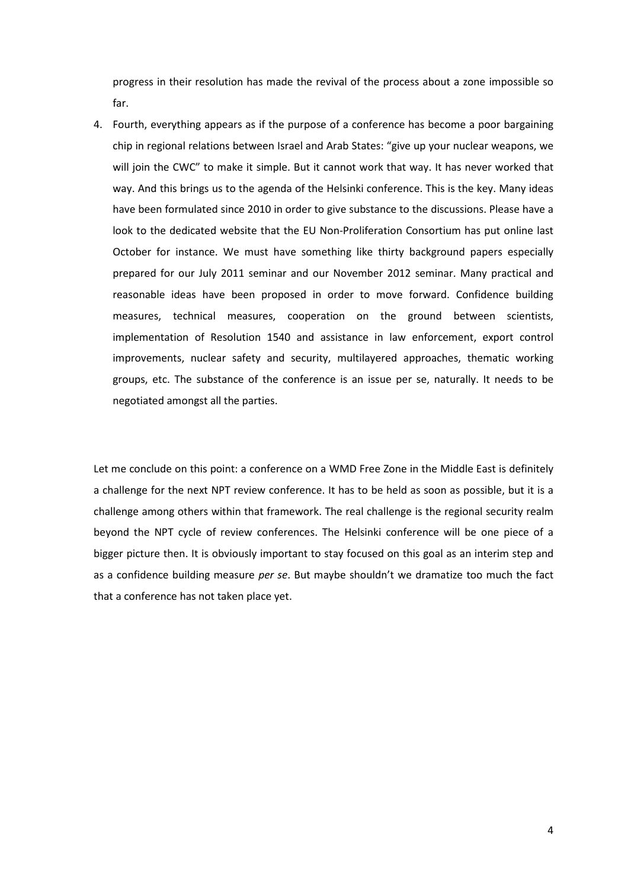progress in their resolution has made the revival of the process about a zone impossible so far.

4. Fourth, everything appears as if the purpose of a conference has become a poor bargaining chip in regional relations between Israel and Arab States: "give up your nuclear weapons, we will join the CWC" to make it simple. But it cannot work that way. It has never worked that way. And this brings us to the agenda of the Helsinki conference. This is the key. Many ideas have been formulated since 2010 in order to give substance to the discussions. Please have a look to the dedicated website that the EU Non-Proliferation Consortium has put online last October for instance. We must have something like thirty background papers especially prepared for our July 2011 seminar and our November 2012 seminar. Many practical and reasonable ideas have been proposed in order to move forward. Confidence building measures, technical measures, cooperation on the ground between scientists, implementation of Resolution 1540 and assistance in law enforcement, export control improvements, nuclear safety and security, multilayered approaches, thematic working groups, etc. The substance of the conference is an issue per se, naturally. It needs to be negotiated amongst all the parties.

Let me conclude on this point: a conference on a WMD Free Zone in the Middle East is definitely a challenge for the next NPT review conference. It has to be held as soon as possible, but it is a challenge among others within that framework. The real challenge is the regional security realm beyond the NPT cycle of review conferences. The Helsinki conference will be one piece of a bigger picture then. It is obviously important to stay focused on this goal as an interim step and as a confidence building measure *per se*. But maybe shouldn't we dramatize too much the fact that a conference has not taken place yet.